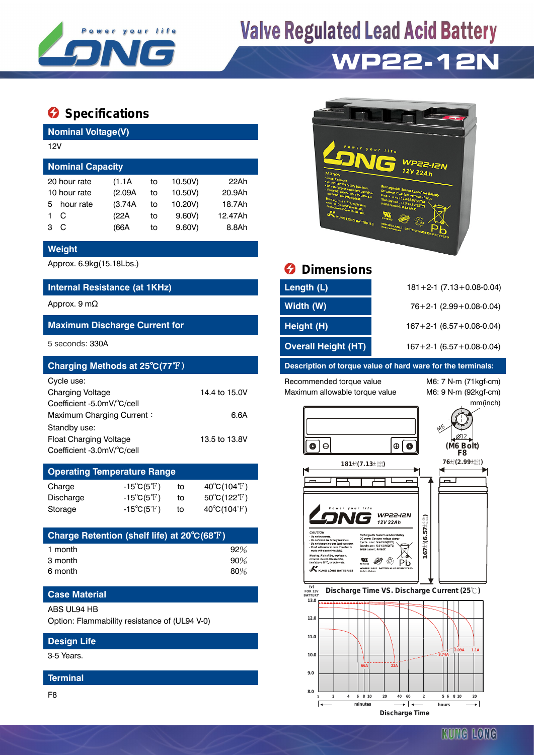# Valve Regulated Lead Acid Battery

# WP22-12N

## Specifications

### Nominal Voltage(V)

12V

### Nominal Capacity

| | | | | |
|---|---|---|---|---|
| 20 hour rate | (1.1A | to | 10.50V) | 22Ah |
| 10 hour rate | (2.09A | to | 10.50V) | 20.9Ah |
| 5 hour rate | (3.74A | to | 10.20V) | 18.7Ah |
| 1 C | (22A | to | 9.60V) | 12.47Ah |
| 3 C | (66A | to | 9.60V) | 8.8Ah |

### Weight

Approx. 6.9kg(15.18Lbs.)

### Internal Resistance (at 1KHz)

Approx. 9 mΩ

### Maximum Discharge Current for

5 seconds: 330A

### Charging Methods at 25℃(77℉)

Cycle use:

| | |
|---|---|
| Charging Voltage | 14.4 to 15.0V |
| Coefficient -5.0mV/℃/cell | |
| Maximum Charging Current : | 6.6A |

Standby use:

| | |
|---|---|
| Float Charging Voltage | 13.5 to 13.8V |
| Coefficient -3.0mV/℃/cell | |

### Operating Temperature Range

| | | | |
|---|---|---|---|
| Charge | -15℃(5℉) | to | 40℃(104℉) |
| Discharge | -15℃(5℉) | to | 50℃(122℉) |
| Storage | -15℃(5℉) | to | 40℃(104℉) |

### Charge Retention (shelf life) at 20℃(68℉)

| | |
|---|---|
| 1 month | 92% |
| 3 month | 90% |
| 6 month | 80% |

### Case Material

ABS UL94 HB

Option: Flammability resistance of (UL94 V-0)

### Design Life

3-5 Years.

### Terminal

F8

## Dimensions

| | |
|---|---|
| Length (L) | 181+2-1 (7.13+0.08-0.04) |
| Width (W) | 76+2-1 (2.99+0.08-0.04) |
| Height (H) | 167+2-1 (6.57+0.08-0.04) |
| Overall Height (HT) | 167+2-1 (6.57+0.08-0.04) |

### Description of torque value of hard ware for the terminals:

| | |
|---|---|
| Recommended torque value | M6: 7 N-m (71kgf-cm) |
| Maximum allowable torque value | M6: 9 N-m (92kgf-cm) |

mm(inch)

M6, Ø12, (M6 Bolt) F8

181±(7.13±) 76±(2.99±) 167±(6.57±)

### Discharge Time VS. Discharge Current (25℃)

(V) FOR 12V BATTERY

Y axis: 8.0, 9.0, 10.0, 11.0, 12.0, 13.0

Curves: 66A, 22A, 3.74A, 2.09A, 1.1A

X axis: 1, 2, 4, 6, 8, 10, 20, 40, 60 (minutes); 2, 5, 6, 8, 10, 20 (hours)

Discharge Time

KUNG LONG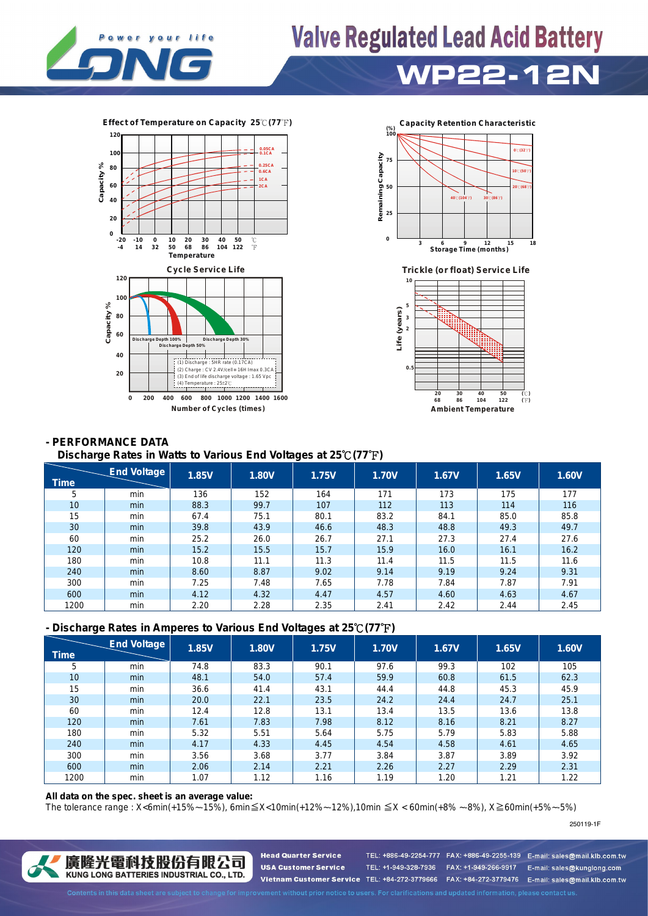# Valve Regulated Lead Acid Battery

## WP22-12N

Effect of Temperature on Capacity 25℃(77℉)

120
100
80
60
40
20
0
Capacity %
0.05CA
0.1CA
0.25CA
0.6CA
1CA
2CA
-20 -10 0 10 20 30 40 50 ℃
-4 14 32 50 68 86 104 122 ℉
Temperature

Capacity Retention Characteristic

(%)
100
75
50
25
0
Remaining Capacity
0℃(32℉)
10℃(50℉)
20℃(68℉)
40℃(104℉)
30℃(86℉)
3 6 9 12 15 18
Storage Time (months)

Cycle Service Life

120
100
80
60
40
20
Capacity %
Discharge Depth 100%
Discharge Depth 30%
Discharge Depth 50%
(1) Discharge : 5HR rate (0.17CA)
(2) Charge : CV 2.4V/cell≒16H Imax 0.3CA
(3) End of life discharge voltage : 1.65 Vpc
(4) Temperature : 25±2℃
0 200 400 600 800 1000 1200 1400 1600
Number of Cycles (times)

Trickle (or float) Service Life

10
5
3
2
0.5
Life (years)
20 30 40 50 (℃)
68 86 104 122 (℉)
Ambient Temperature

### - PERFORMANCE DATA

**Discharge Rates in Watts to Various End Voltages at 25℃(77℉)**

| Time | | 1.85V | 1.80V | 1.75V | 1.70V | 1.67V | 1.65V | 1.60V |
|---|---|---|---|---|---|---|---|---|
| 5 | min | 136 | 152 | 164 | 171 | 173 | 175 | 177 |
| 10 | min | 88.3 | 99.7 | 107 | 112 | 113 | 114 | 116 |
| 15 | min | 67.4 | 75.1 | 80.1 | 83.2 | 84.1 | 85.0 | 85.8 |
| 30 | min | 39.8 | 43.9 | 46.6 | 48.3 | 48.8 | 49.3 | 49.7 |
| 60 | min | 25.2 | 26.0 | 26.7 | 27.1 | 27.3 | 27.4 | 27.6 |
| 120 | min | 15.2 | 15.5 | 15.7 | 15.9 | 16.0 | 16.1 | 16.2 |
| 180 | min | 10.8 | 11.1 | 11.3 | 11.4 | 11.5 | 11.5 | 11.6 |
| 240 | min | 8.60 | 8.87 | 9.02 | 9.14 | 9.19 | 9.24 | 9.31 |
| 300 | min | 7.25 | 7.48 | 7.65 | 7.78 | 7.84 | 7.87 | 7.91 |
| 600 | min | 4.12 | 4.32 | 4.47 | 4.57 | 4.60 | 4.63 | 4.67 |
| 1200 | min | 2.20 | 2.28 | 2.35 | 2.41 | 2.42 | 2.44 | 2.45 |

**- Discharge Rates in Amperes to Various End Voltages at 25℃(77℉)**

| Time | | 1.85V | 1.80V | 1.75V | 1.70V | 1.67V | 1.65V | 1.60V |
|---|---|---|---|---|---|---|---|---|
| 5 | min | 74.8 | 83.3 | 90.1 | 97.6 | 99.3 | 102 | 105 |
| 10 | min | 48.1 | 54.0 | 57.4 | 59.9 | 60.8 | 61.5 | 62.3 |
| 15 | min | 36.6 | 41.4 | 43.1 | 44.4 | 44.8 | 45.3 | 45.9 |
| 30 | min | 20.0 | 22.1 | 23.5 | 24.2 | 24.4 | 24.7 | 25.1 |
| 60 | min | 12.4 | 12.8 | 13.1 | 13.4 | 13.5 | 13.6 | 13.8 |
| 120 | min | 7.61 | 7.83 | 7.98 | 8.12 | 8.16 | 8.21 | 8.27 |
| 180 | min | 5.32 | 5.51 | 5.64 | 5.75 | 5.79 | 5.83 | 5.88 |
| 240 | min | 4.17 | 4.33 | 4.45 | 4.54 | 4.58 | 4.61 | 4.65 |
| 300 | min | 3.56 | 3.68 | 3.77 | 3.84 | 3.87 | 3.89 | 3.92 |
| 600 | min | 2.06 | 2.14 | 2.21 | 2.26 | 2.27 | 2.29 | 2.31 |
| 1200 | min | 1.07 | 1.12 | 1.16 | 1.19 | 1.20 | 1.21 | 1.22 |

**All data on the spec. sheet is an average value:**

The tolerance range : X<6min(+15%~15%), 6min≦X<10min(+12%~12%),10min ≦X < 60min(+8% ~8%), X≧60min(+5%~5%)

250119-1F

廣隆光電科技股份有限公司
KUNG LONG BATTERIES INDUSTRIAL CO., LTD.

| | | | |
|---|---|---|---|
| Head Quarter Service | TEL: +886-49-2254-777 | FAX: +886-49-2255-139 | E-mail: sales@mail.klb.com.tw |
| USA Customer Service | TEL: +1-949-328-7936 | FAX: +1-949-266-9917 | E-mail: sales@kunglong.com |
| Vietnam Customer Service | TEL: +84-272-3779666 | FAX: +84-272-3779476 | E-mail: sales@mail.klb.com.tw |

Contents in this data sheet are subject to change for improvement without prior notice to users. For clarifications and updated information, please contact us.